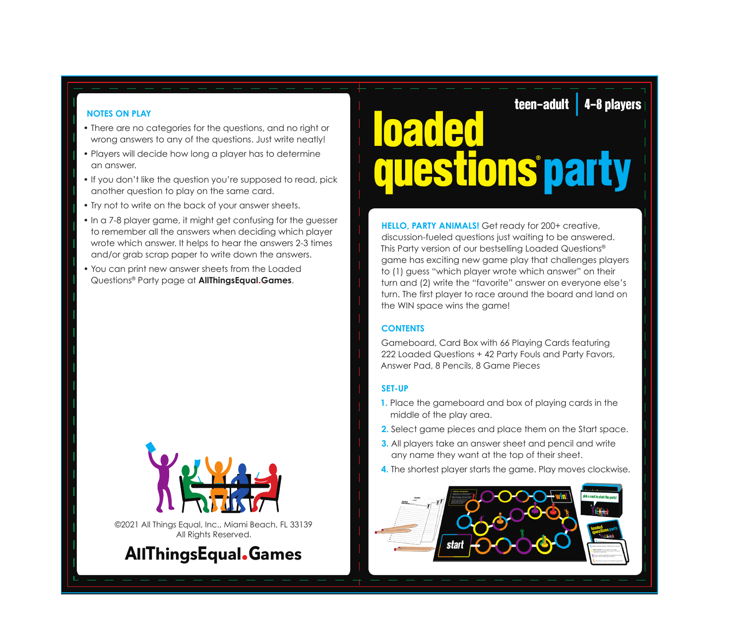## NOTES ON PLAY

- There are no categories for the questions, and no right or wrong answers to any of the questions. Just write neatly!
- Players will decide how long a player has to determine an answer.
- If you don't like the question you're supposed to read, pick another question to play on the same card.
- Try not to write on the back of your answer sheets.
- In a 7-8 player game, it might get confusing for the guesser to remember all the answers when deciding which player wrote which answer. It helps to hear the answers 2-3 times and/or grab scrap paper to write down the answers.
- You can print new answer sheets from the Loaded Questions® Party page at **AllThingsEqual.Games**.

©2021 All Things Equal, Inc., Miami Beach, FL 33139
All Rights Reserved.

**AllThingsEqual.Games**

teen-adult | 4-8 players

# loaded questions® party

**HELLO, PARTY ANIMALS!** Get ready for 200+ creative, discussion-fueled questions just waiting to be answered. This Party version of our bestselling Loaded Questions® game has exciting new game play that challenges players to (1) guess "which player wrote which answer" on their turn and (2) write the "favorite" answer on everyone else's turn. The first player to race around the board and land on the WIN space wins the game!

## CONTENTS

Gameboard, Card Box with 66 Playing Cards featuring 222 Loaded Questions + 42 Party Fouls and Party Favors, Answer Pad, 8 Pencils, 8 Game Pieces

## SET-UP

1. Place the gameboard and box of playing cards in the middle of the play area.
2. Select game pieces and place them on the Start space.
3. All players take an answer sheet and pencil and write any name they want at the top of their sheet.
4. The shortest player starts the game. Play moves clockwise.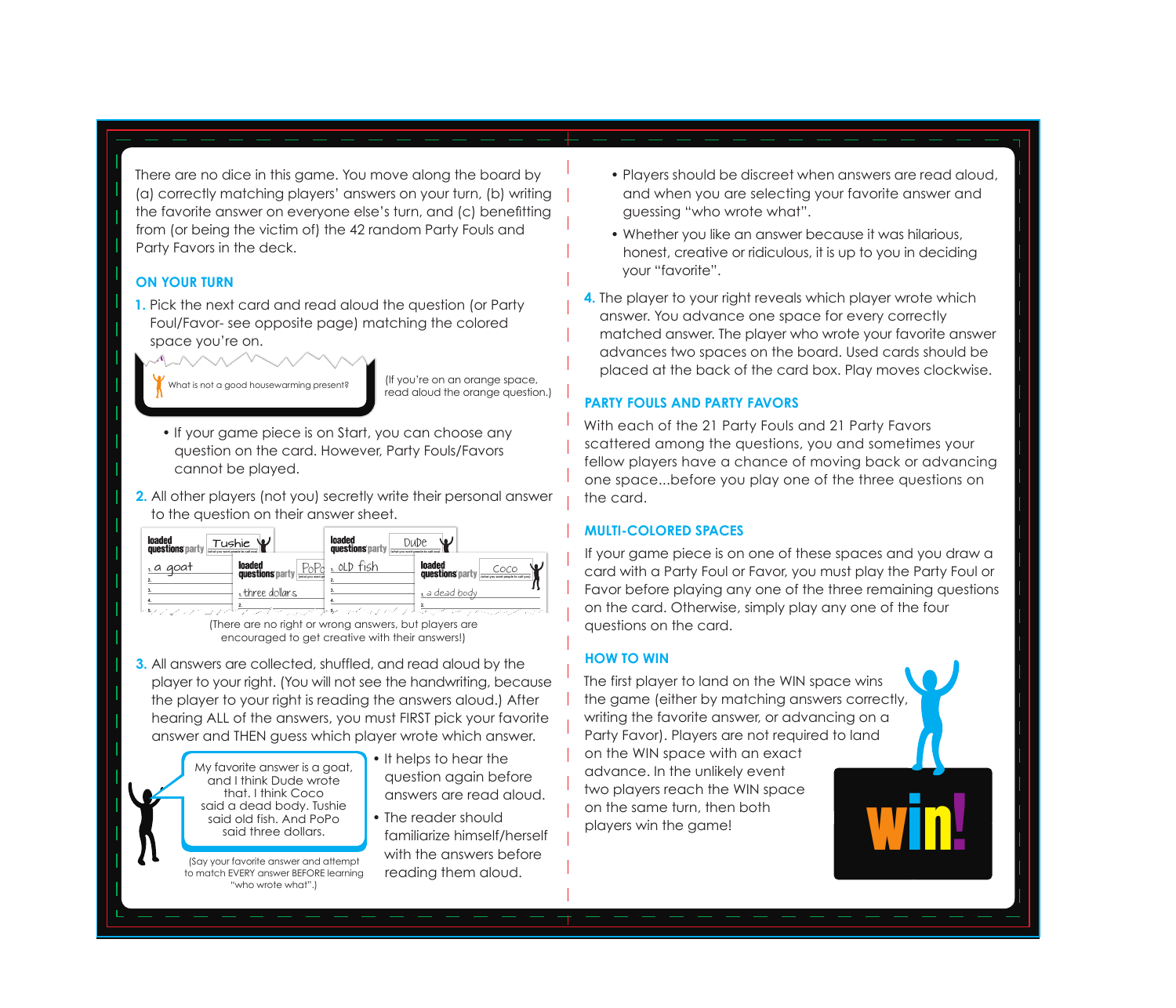There are no dice in this game. You move along the board by (a) correctly matching players' answers on your turn, (b) writing the favorite answer on everyone else's turn, and (c) benefitting from (or being the victim of) the 42 random Party Fouls and Party Favors in the deck.

## ON YOUR TURN

1. Pick the next card and read aloud the question (or Party Foul/Favor- see opposite page) matching the colored space you're on.

What is not a good housewarming present?

(If you're on an orange space, read aloud the orange question.)

- If your game piece is on Start, you can choose any question on the card. However, Party Fouls/Favors cannot be played.

2. All other players (not you) secretly write their personal answer to the question on their answer sheet.

loaded questions party — Tushie — 1. a goat
loaded questions party — PoPo — 1. three dollars
loaded questions party — DuDe — 1. OLD fish
loaded questions party — Coco — 1. a dead body

(There are no right or wrong answers, but players are encouraged to get creative with their answers!)

3. All answers are collected, shuffled, and read aloud by the player to your right. (You will not see the handwriting, because the player to your right is reading the answers aloud.) After hearing ALL of the answers, you must FIRST pick your favorite answer and THEN guess which player wrote which answer.

My favorite answer is a goat, and I think Dude wrote that. I think Coco said a dead body. Tushie said old fish. And PoPo said three dollars.

(Say your favorite answer and attempt to match EVERY answer BEFORE learning "who wrote what".)

- It helps to hear the question again before answers are read aloud.
- The reader should familiarize himself/herself with the answers before reading them aloud.
- Players should be discreet when answers are read aloud, and when you are selecting your favorite answer and guessing "who wrote what".
- Whether you like an answer because it was hilarious, honest, creative or ridiculous, it is up to you in deciding your "favorite".

4. The player to your right reveals which player wrote which answer. You advance one space for every correctly matched answer. The player who wrote your favorite answer advances two spaces on the board. Used cards should be placed at the back of the card box. Play moves clockwise.

## PARTY FOULS AND PARTY FAVORS

With each of the 21 Party Fouls and 21 Party Favors scattered among the questions, you and sometimes your fellow players have a chance of moving back or advancing one space...before you play one of the three questions on the card.

## MULTI-COLORED SPACES

If your game piece is on one of these spaces and you draw a card with a Party Foul or Favor, you must play the Party Foul or Favor before playing any one of the three remaining questions on the card. Otherwise, simply play any one of the four questions on the card.

## HOW TO WIN

The first player to land on the WIN space wins the game (either by matching answers correctly, writing the favorite answer, or advancing on a Party Favor). Players are not required to land on the WIN space with an exact advance. In the unlikely event two players reach the WIN space on the same turn, then both players win the game!

win!